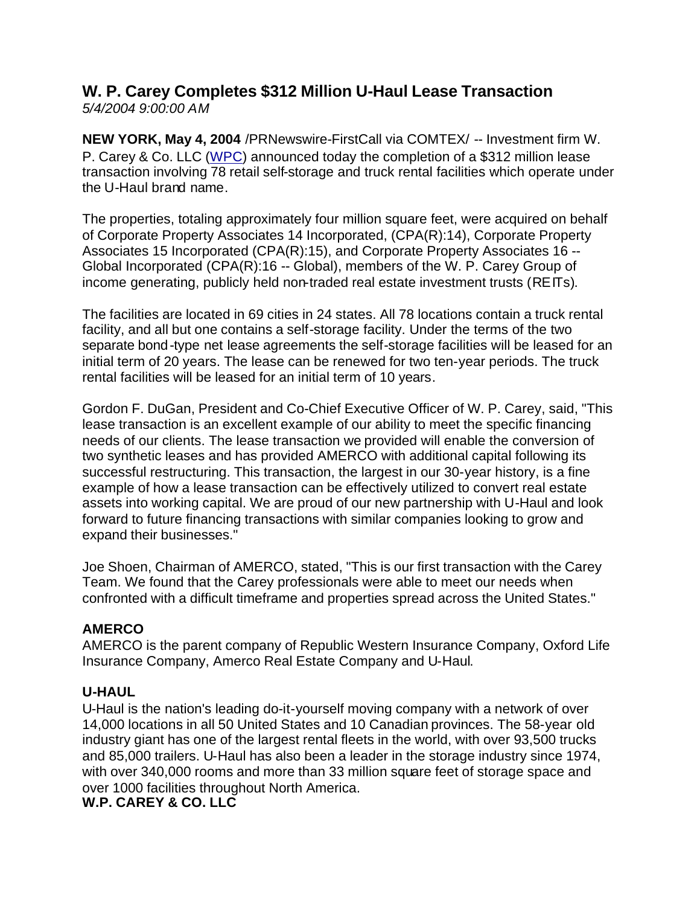# W. P. Carey Completes $312 Million U-Haul Lease Transaction

*5/4/2004 9:00:00 AM*

**NEW YORK, May 4, 2004** /PRNewswire-FirstCall via COMTEX/ -- Investment firm W. P. Carey & Co. LLC (WPC) announced today the completion of a $312 million lease transaction involving 78 retail self-storage and truck rental facilities which operate under the U-Haul brand name.

The properties, totaling approximately four million square feet, were acquired on behalf of Corporate Property Associates 14 Incorporated, (CPA(R):14), Corporate Property Associates 15 Incorporated (CPA(R):15), and Corporate Property Associates 16 -- Global Incorporated (CPA(R):16 -- Global), members of the W. P. Carey Group of income generating, publicly held non-traded real estate investment trusts (REITs).

The facilities are located in 69 cities in 24 states. All 78 locations contain a truck rental facility, and all but one contains a self-storage facility. Under the terms of the two separate bond-type net lease agreements the self-storage facilities will be leased for an initial term of 20 years. The lease can be renewed for two ten-year periods. The truck rental facilities will be leased for an initial term of 10 years.

Gordon F. DuGan, President and Co-Chief Executive Officer of W. P. Carey, said, "This lease transaction is an excellent example of our ability to meet the specific financing needs of our clients. The lease transaction we provided will enable the conversion of two synthetic leases and has provided AMERCO with additional capital following its successful restructuring. This transaction, the largest in our 30-year history, is a fine example of how a lease transaction can be effectively utilized to convert real estate assets into working capital. We are proud of our new partnership with U-Haul and look forward to future financing transactions with similar companies looking to grow and expand their businesses."

Joe Shoen, Chairman of AMERCO, stated, "This is our first transaction with the Carey Team. We found that the Carey professionals were able to meet our needs when confronted with a difficult timeframe and properties spread across the United States."

**AMERCO**

AMERCO is the parent company of Republic Western Insurance Company, Oxford Life Insurance Company, Amerco Real Estate Company and U-Haul.

**U-HAUL**

U-Haul is the nation's leading do-it-yourself moving company with a network of over 14,000 locations in all 50 United States and 10 Canadian provinces. The 58-year old industry giant has one of the largest rental fleets in the world, with over 93,500 trucks and 85,000 trailers. U-Haul has also been a leader in the storage industry since 1974, with over 340,000 rooms and more than 33 million square feet of storage space and over 1000 facilities throughout North America.

**W.P. CAREY & CO. LLC**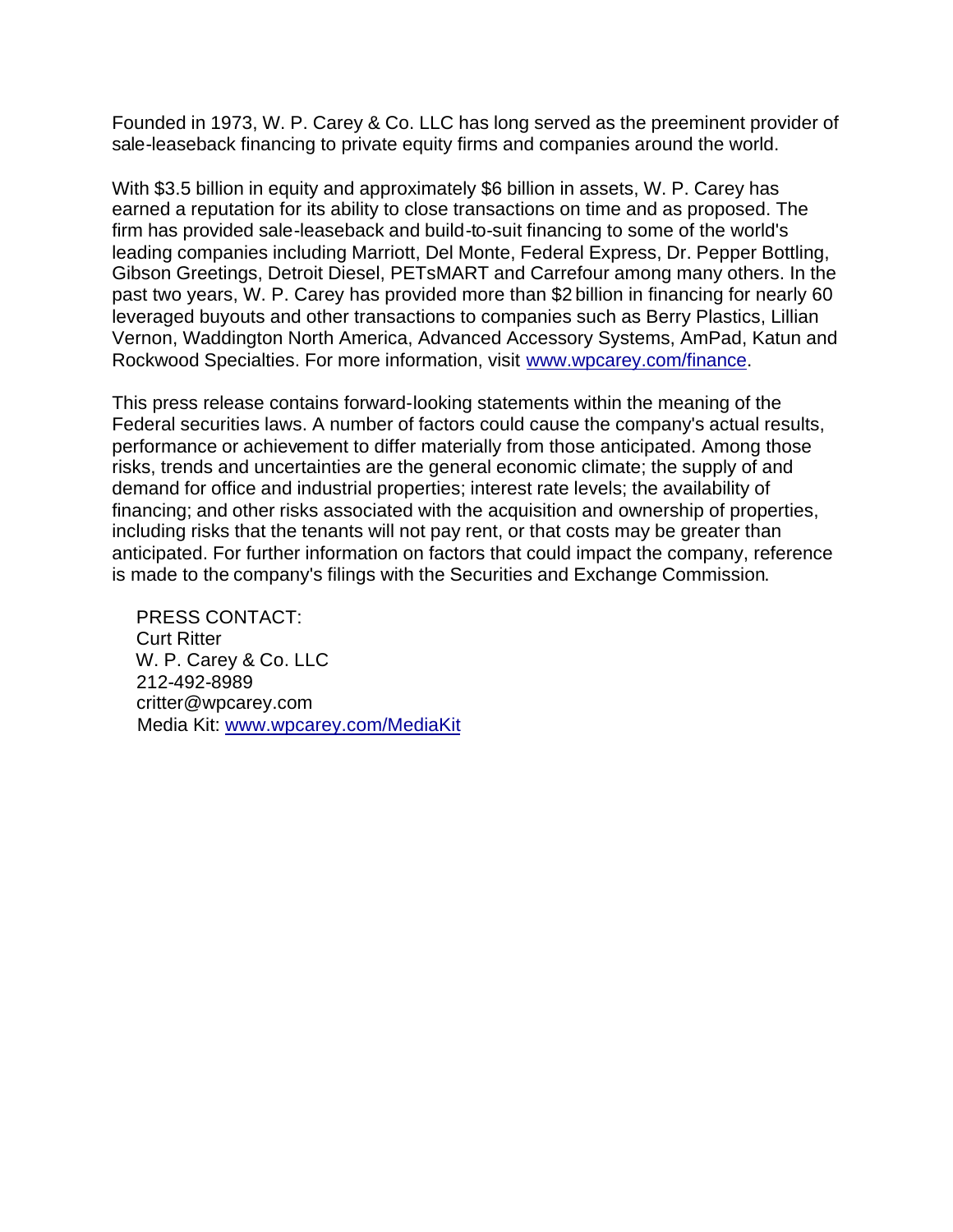Founded in 1973, W. P. Carey & Co. LLC has long served as the preeminent provider of sale-leaseback financing to private equity firms and companies around the world.

With $3.5 billion in equity and approximately $6 billion in assets, W. P. Carey has earned a reputation for its ability to close transactions on time and as proposed. The firm has provided sale-leaseback and build-to-suit financing to some of the world's leading companies including Marriott, Del Monte, Federal Express, Dr. Pepper Bottling, Gibson Greetings, Detroit Diesel, PETsMART and Carrefour among many others. In the past two years, W. P. Carey has provided more than $2 billion in financing for nearly 60 leveraged buyouts and other transactions to companies such as Berry Plastics, Lillian Vernon, Waddington North America, Advanced Accessory Systems, AmPad, Katun and Rockwood Specialties. For more information, visit [www.wpcarey.com/finance](www.wpcarey.com/finance).

This press release contains forward-looking statements within the meaning of the Federal securities laws. A number of factors could cause the company's actual results, performance or achievement to differ materially from those anticipated. Among those risks, trends and uncertainties are the general economic climate; the supply of and demand for office and industrial properties; interest rate levels; the availability of financing; and other risks associated with the acquisition and ownership of properties, including risks that the tenants will not pay rent, or that costs may be greater than anticipated. For further information on factors that could impact the company, reference is made to the company's filings with the Securities and Exchange Commission.

PRESS CONTACT:
Curt Ritter
W. P. Carey & Co. LLC
212-492-8989
critter@wpcarey.com
Media Kit: [www.wpcarey.com/MediaKit](www.wpcarey.com/MediaKit)